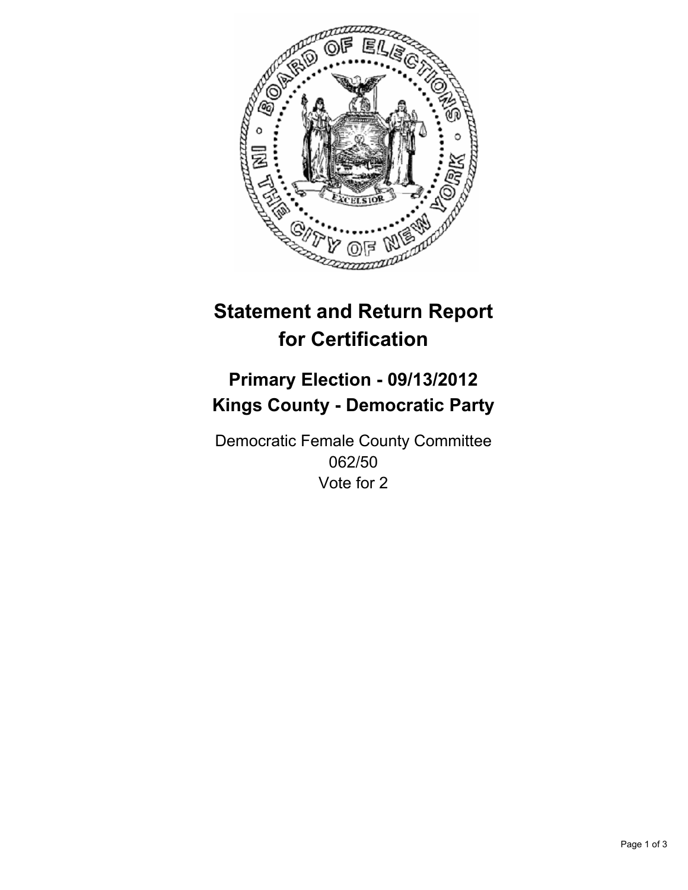# Statement and Return Report for Certification

## Primary Election - 09/13/2012
## Kings County - Democratic Party

Democratic Female County Committee
062/50
Vote for 2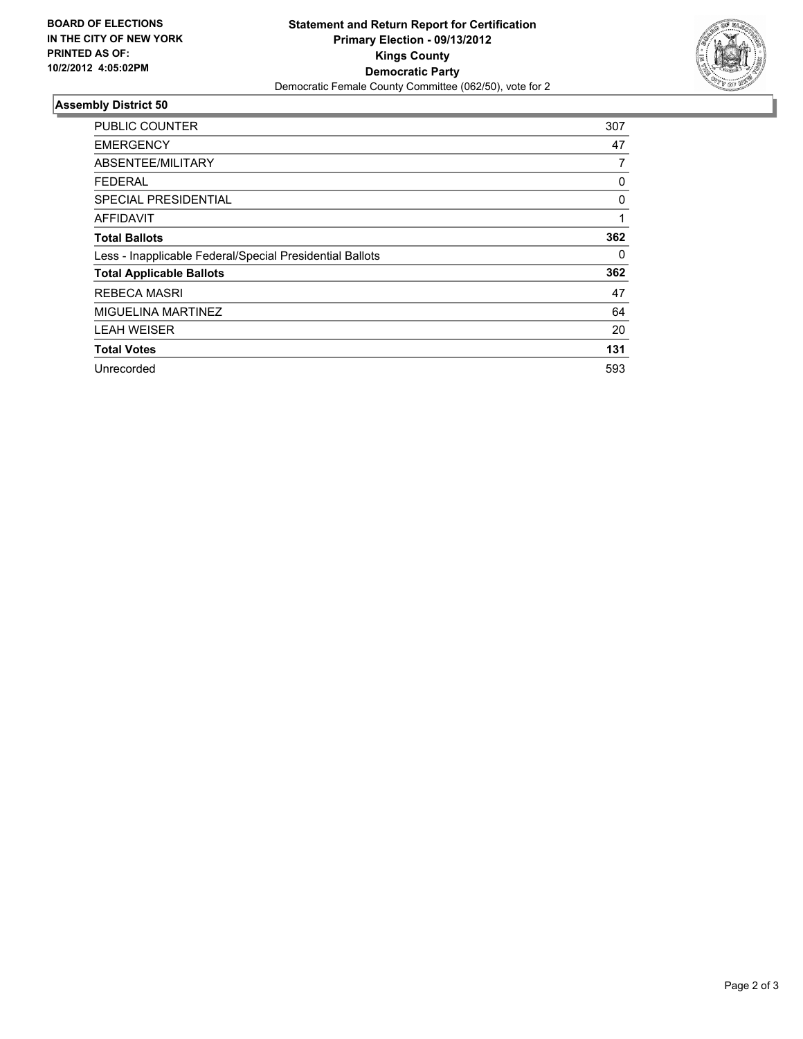**BOARD OF ELECTIONS IN THE CITY OF NEW YORK PRINTED AS OF: 10/2/2012 4:05:02PM**

**Statement and Return Report for Certification**
**Primary Election - 09/13/2012**
**Kings County**
**Democratic Party**
Democratic Female County Committee (062/50), vote for 2

## Assembly District 50

| | |
|---|---|
| PUBLIC COUNTER | 307 |
| EMERGENCY | 47 |
| ABSENTEE/MILITARY | 7 |
| FEDERAL | 0 |
| SPECIAL PRESIDENTIAL | 0 |
| AFFIDAVIT | 1 |
| **Total Ballots** | **362** |
| Less - Inapplicable Federal/Special Presidential Ballots | 0 |
| **Total Applicable Ballots** | **362** |
| REBECA MASRI | 47 |
| MIGUELINA MARTINEZ | 64 |
| LEAH WEISER | 20 |
| **Total Votes** | **131** |
| Unrecorded | 593 |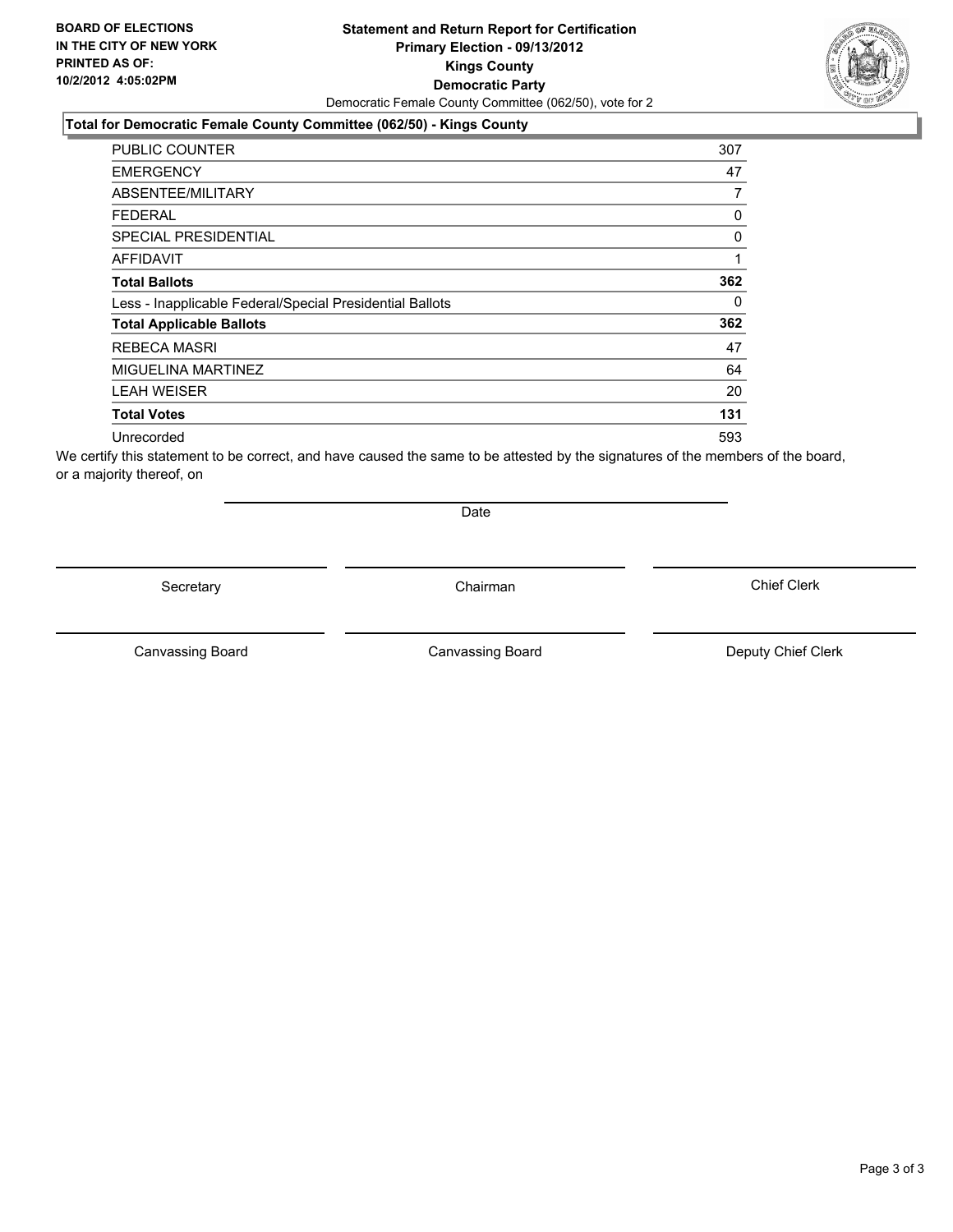**BOARD OF ELECTIONS IN THE CITY OF NEW YORK**
**PRINTED AS OF: 10/2/2012 4:05:02PM**

**Statement and Return Report for Certification**
**Primary Election - 09/13/2012**
**Kings County**
**Democratic Party**
Democratic Female County Committee (062/50), vote for 2

### Total for Democratic Female County Committee (062/50) - Kings County

| | |
|---|---|
| PUBLIC COUNTER | 307 |
| EMERGENCY | 47 |
| ABSENTEE/MILITARY | 7 |
| FEDERAL | 0 |
| SPECIAL PRESIDENTIAL | 0 |
| AFFIDAVIT | 1 |
| **Total Ballots** | **362** |
| Less - Inapplicable Federal/Special Presidential Ballots | 0 |
| **Total Applicable Ballots** | **362** |
| REBECA MASRI | 47 |
| MIGUELINA MARTINEZ | 64 |
| LEAH WEISER | 20 |
| **Total Votes** | **131** |
| Unrecorded | 593 |

We certify this statement to be correct, and have caused the same to be attested by the signatures of the members of the board, or a majority thereof, on

Date

Secretary

Chairman

Chief Clerk

Canvassing Board

Canvassing Board

Deputy Chief Clerk